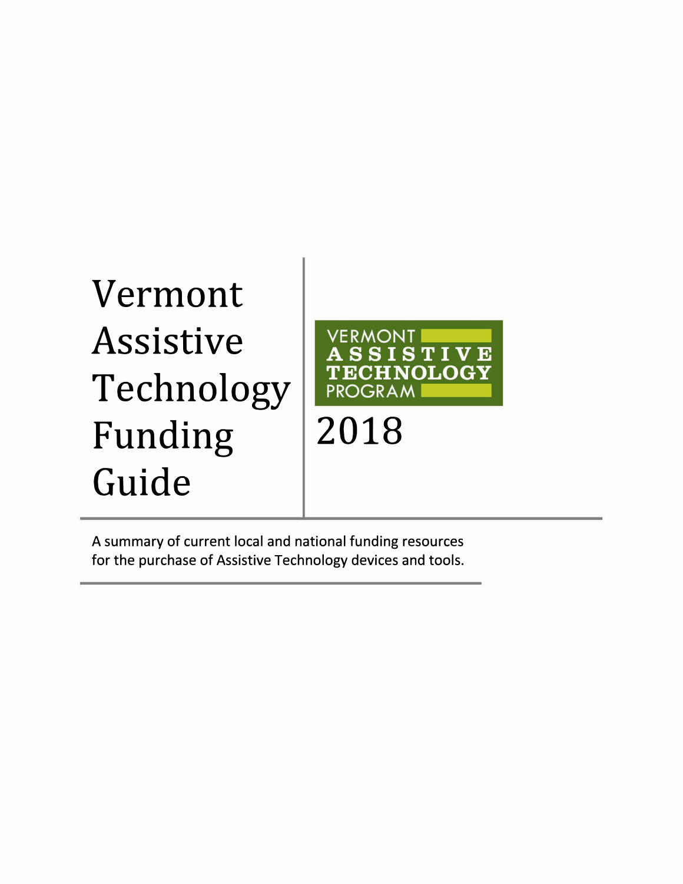# Vermont Assistive Technology Funding Guide

VERMONT ASSISTIVE TECHNOLOGY PROGRAM

2018

A summary of current local and national funding resources for the purchase of Assistive Technology devices and tools.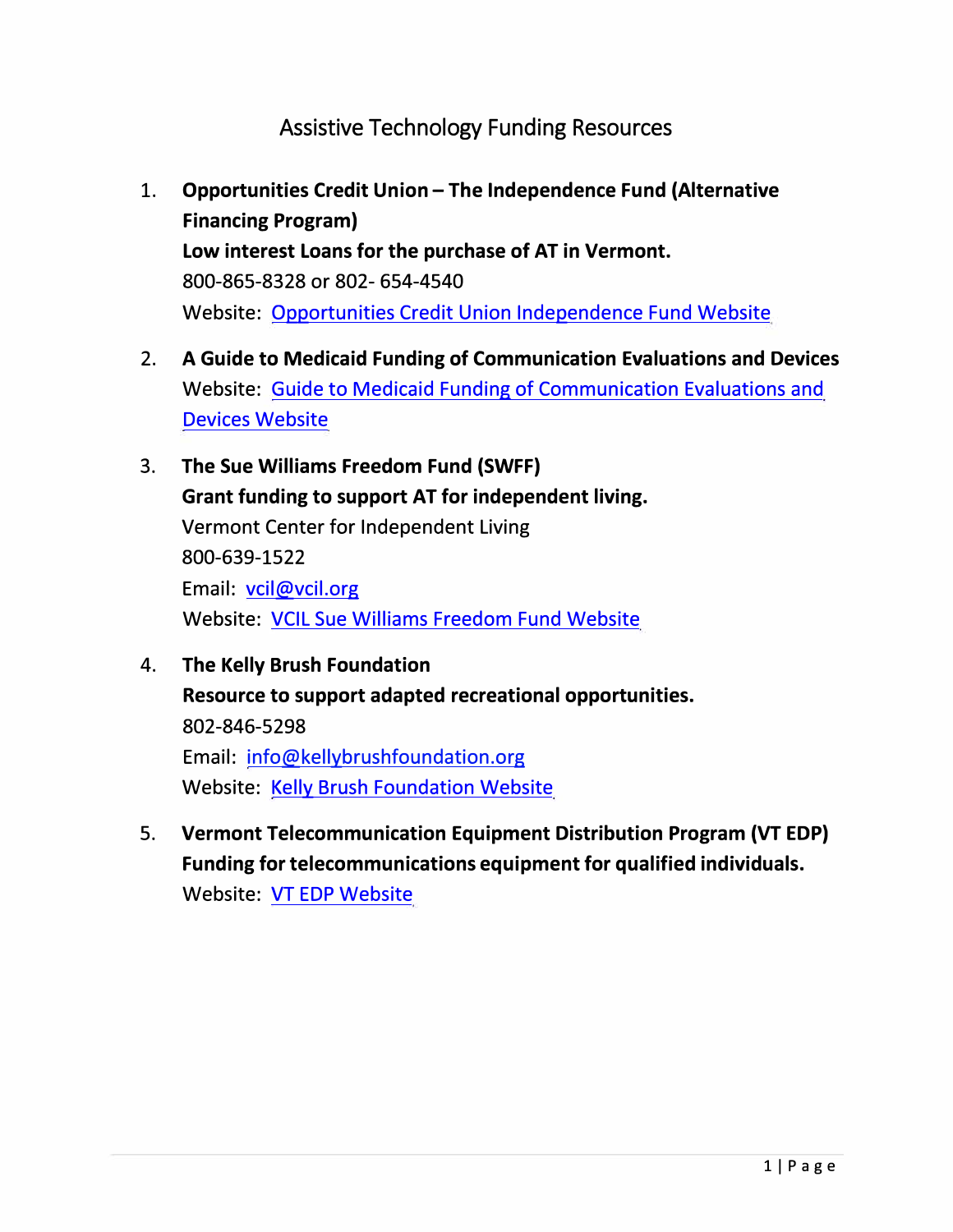# Assistive Technology Funding Resources

1. **Opportunities Credit Union – The Independence Fund (Alternative Financing Program)**
   **Low interest Loans for the purchase of AT in Vermont.**
   800-865-8328 or 802- 654-4540
   Website: Opportunities Credit Union Independence Fund Website

2. **A Guide to Medicaid Funding of Communication Evaluations and Devices**
   Website: Guide to Medicaid Funding of Communication Evaluations and Devices Website

3. **The Sue Williams Freedom Fund (SWFF)**
   **Grant funding to support AT for independent living.**
   Vermont Center for Independent Living
   800-639-1522
   Email: vcil@vcil.org
   Website: VCIL Sue Williams Freedom Fund Website

4. **The Kelly Brush Foundation**
   **Resource to support adapted recreational opportunities.**
   802-846-5298
   Email: info@kellybrushfoundation.org
   Website: Kelly Brush Foundation Website

5. **Vermont Telecommunication Equipment Distribution Program (VT EDP)**
   **Funding for telecommunications equipment for qualified individuals.**
   Website: VT EDP Website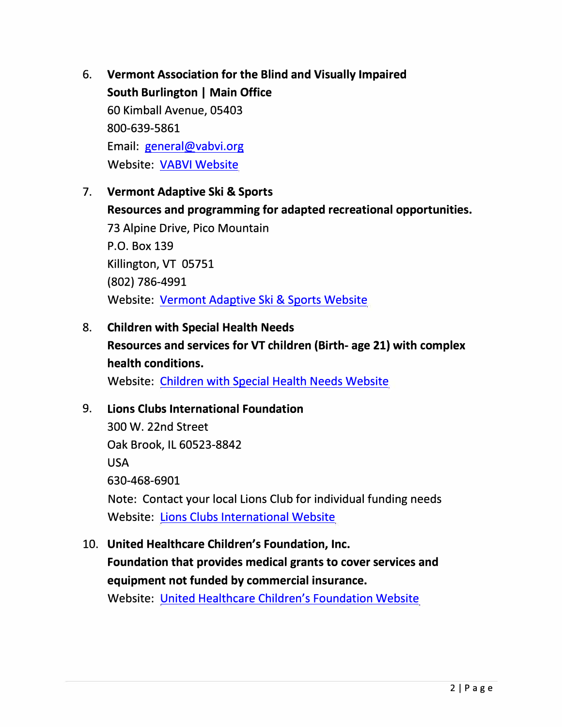6. **Vermont Association for the Blind and Visually Impaired**
   **South Burlington | Main Office**
   60 Kimball Avenue, 05403
   800-639-5861
   Email: general@vabvi.org
   Website: VABVI Website

7. **Vermont Adaptive Ski & Sports**
   **Resources and programming for adapted recreational opportunities.**
   73 Alpine Drive, Pico Mountain
   P.O. Box 139
   Killington, VT 05751
   (802) 786-4991
   Website: Vermont Adaptive Ski & Sports Website

8. **Children with Special Health Needs**
   **Resources and services for VT children (Birth- age 21) with complex health conditions.**
   Website: Children with Special Health Needs Website

9. **Lions Clubs International Foundation**
   300 W. 22nd Street
   Oak Brook, IL 60523-8842
   USA
   630-468-6901
   Note: Contact your local Lions Club for individual funding needs
   Website: Lions Clubs International Website

10. **United Healthcare Children's Foundation, Inc.**
    **Foundation that provides medical grants to cover services and equipment not funded by commercial insurance.**
    Website: United Healthcare Children's Foundation Website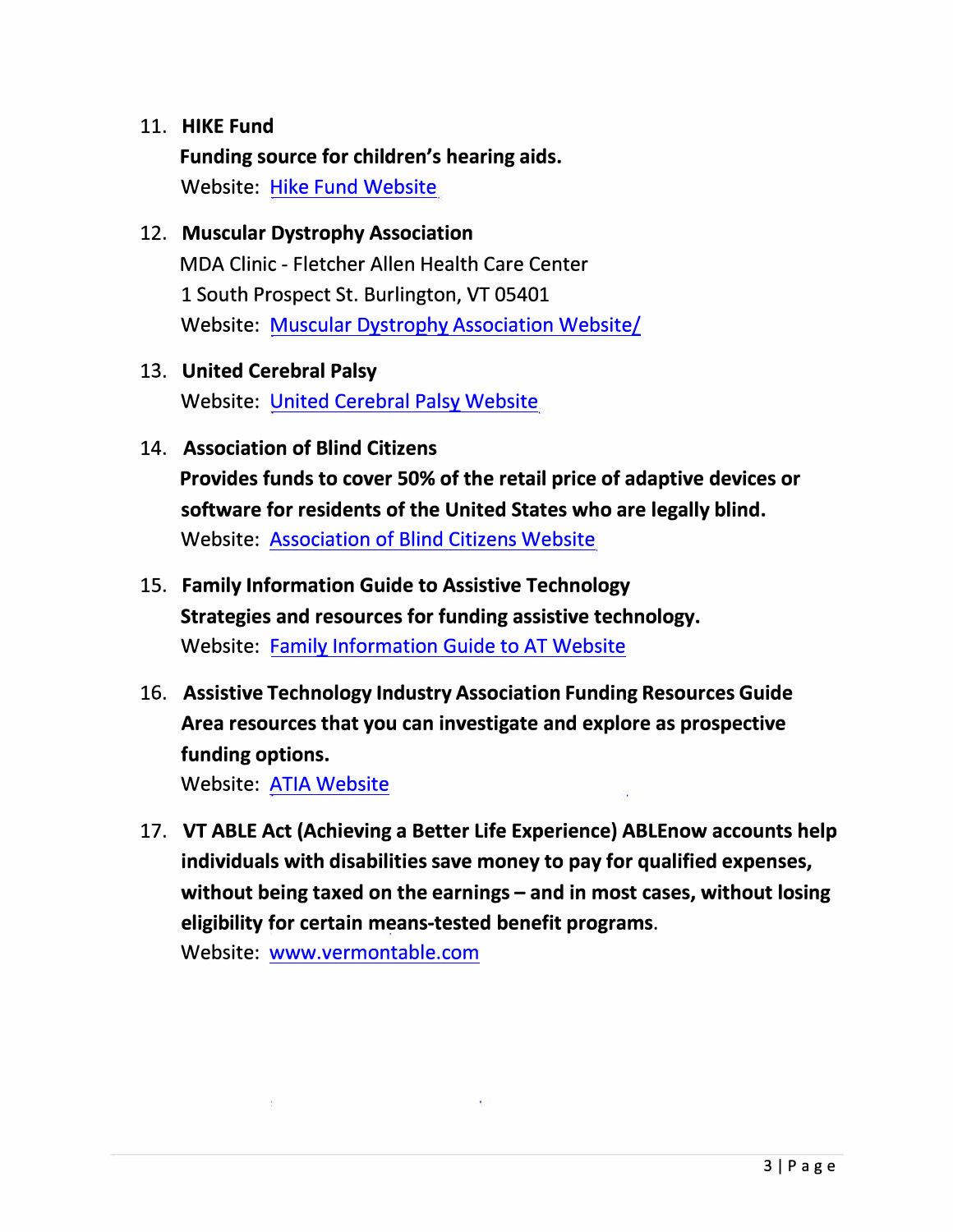11. **HIKE Fund**
    **Funding source for children's hearing aids.**
    Website: Hike Fund Website

12. **Muscular Dystrophy Association**
    MDA Clinic - Fletcher Allen Health Care Center
    1 South Prospect St. Burlington, VT 05401
    Website: Muscular Dystrophy Association Website/

13. **United Cerebral Palsy**
    Website: United Cerebral Palsy Website

14. **Association of Blind Citizens**
    **Provides funds to cover 50% of the retail price of adaptive devices or software for residents of the United States who are legally blind.**
    Website: Association of Blind Citizens Website

15. **Family Information Guide to Assistive Technology**
    **Strategies and resources for funding assistive technology.**
    Website: Family Information Guide to AT Website

16. **Assistive Technology Industry Association Funding Resources Guide**
    **Area resources that you can investigate and explore as prospective funding options.**
    Website: ATIA Website

17. **VT ABLE Act (Achieving a Better Life Experience) ABLEnow accounts help individuals with disabilities save money to pay for qualified expenses, without being taxed on the earnings – and in most cases, without losing eligibility for certain means-tested benefit programs.**
    Website: www.vermontable.com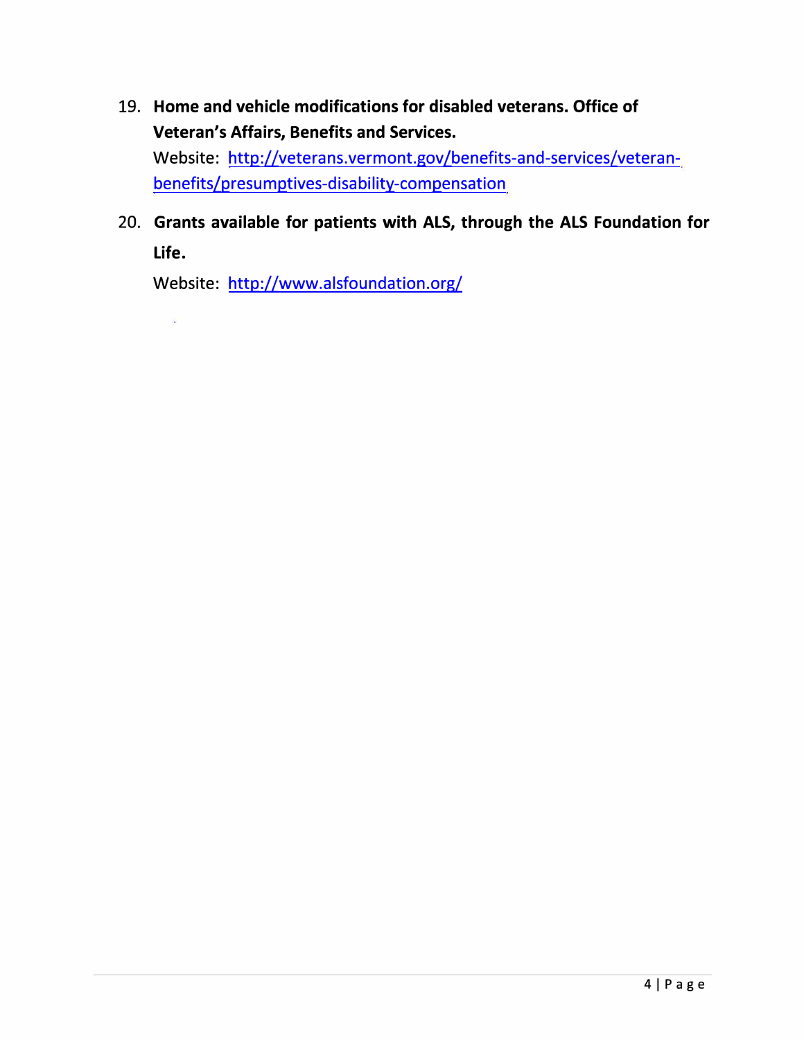19. **Home and vehicle modifications for disabled veterans. Office of Veteran's Affairs, Benefits and Services.**
    Website: http://veterans.vermont.gov/benefits-and-services/veteran-benefits/presumptives-disability-compensation

20. **Grants available for patients with ALS, through the ALS Foundation for Life.**
    Website: http://www.alsfoundation.org/